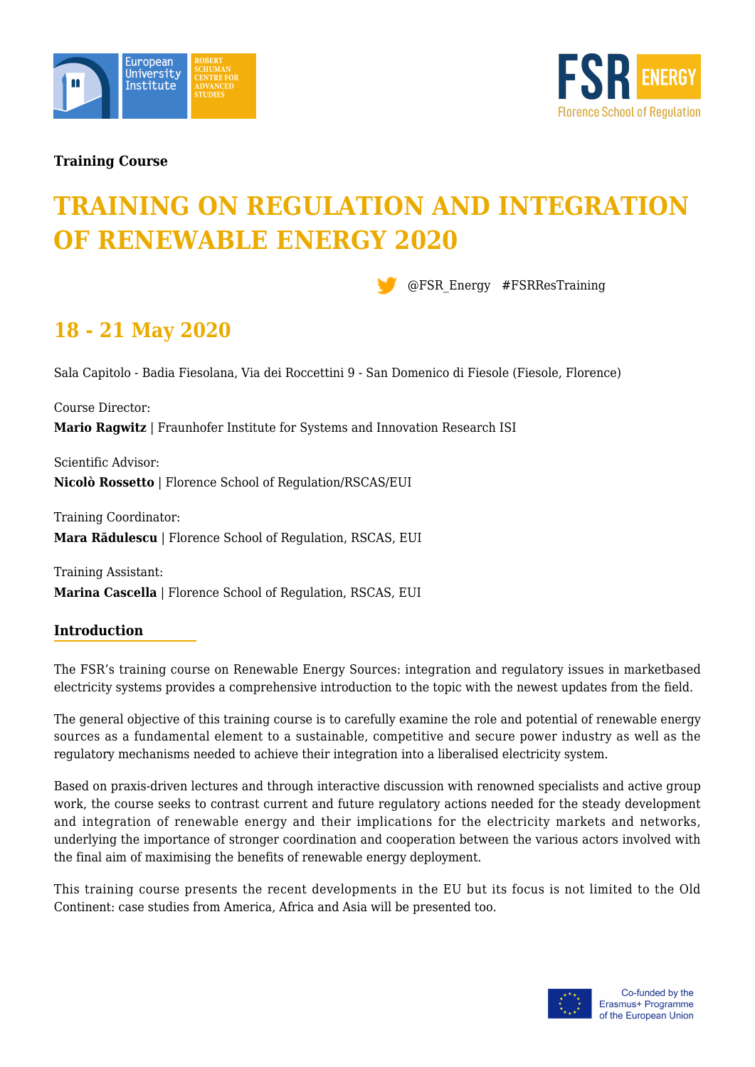**Training Course**

# TRAINING ON REGULATION AND INTEGRATION OF RENEWABLE ENERGY 2020

@FSR_Energy #FSRResTraining

## 18 - 21 May 2020

Sala Capitolo - Badia Fiesolana, Via dei Roccettini 9 - San Domenico di Fiesole (Fiesole, Florence)

Course Director:
**Mario Ragwitz** | Fraunhofer Institute for Systems and Innovation Research ISI

Scientific Advisor:
**Nicolò Rossetto** | Florence School of Regulation/RSCAS/EUI

Training Coordinator:
**Mara Rădulescu** | Florence School of Regulation, RSCAS, EUI

Training Assistant:
**Marina Cascella** | Florence School of Regulation, RSCAS, EUI

### Introduction

The FSR's training course on Renewable Energy Sources: integration and regulatory issues in marketbased electricity systems provides a comprehensive introduction to the topic with the newest updates from the field.

The general objective of this training course is to carefully examine the role and potential of renewable energy sources as a fundamental element to a sustainable, competitive and secure power industry as well as the regulatory mechanisms needed to achieve their integration into a liberalised electricity system.

Based on praxis-driven lectures and through interactive discussion with renowned specialists and active group work, the course seeks to contrast current and future regulatory actions needed for the steady development and integration of renewable energy and their implications for the electricity markets and networks, underlying the importance of stronger coordination and cooperation between the various actors involved with the final aim of maximising the benefits of renewable energy deployment.

This training course presents the recent developments in the EU but its focus is not limited to the Old Continent: case studies from America, Africa and Asia will be presented too.

Co-funded by the Erasmus+ Programme of the European Union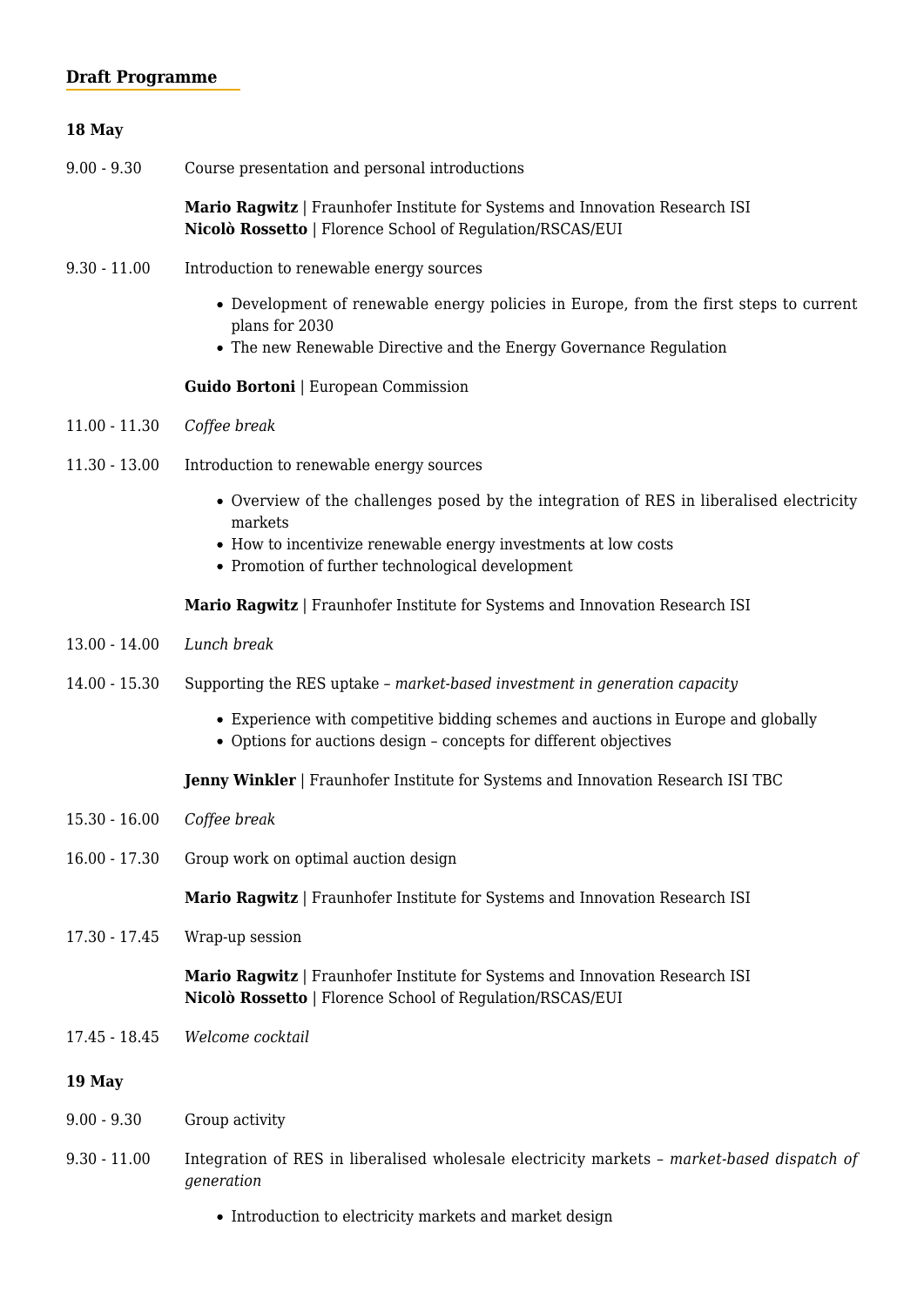## Draft Programme

**18 May**

9.00 - 9.30 Course presentation and personal introductions

**Mario Ragwitz** | Fraunhofer Institute for Systems and Innovation Research ISI
**Nicolò Rossetto** | Florence School of Regulation/RSCAS/EUI

9.30 - 11.00 Introduction to renewable energy sources

- Development of renewable energy policies in Europe, from the first steps to current plans for 2030
- The new Renewable Directive and the Energy Governance Regulation

**Guido Bortoni** | European Commission

11.00 - 11.30 *Coffee break*

11.30 - 13.00 Introduction to renewable energy sources

- Overview of the challenges posed by the integration of RES in liberalised electricity markets
- How to incentivize renewable energy investments at low costs
- Promotion of further technological development

**Mario Ragwitz** | Fraunhofer Institute for Systems and Innovation Research ISI

13.00 - 14.00 *Lunch break*

14.00 - 15.30 Supporting the RES uptake – *market-based investment in generation capacity*

- Experience with competitive bidding schemes and auctions in Europe and globally
- Options for auctions design – concepts for different objectives

**Jenny Winkler** | Fraunhofer Institute for Systems and Innovation Research ISI TBC

15.30 - 16.00 *Coffee break*

16.00 - 17.30 Group work on optimal auction design

**Mario Ragwitz** | Fraunhofer Institute for Systems and Innovation Research ISI

17.30 - 17.45 Wrap-up session

**Mario Ragwitz** | Fraunhofer Institute for Systems and Innovation Research ISI
**Nicolò Rossetto** | Florence School of Regulation/RSCAS/EUI

17.45 - 18.45 *Welcome cocktail*

**19 May**

9.00 - 9.30 Group activity

9.30 - 11.00 Integration of RES in liberalised wholesale electricity markets – *market-based dispatch of generation*

- Introduction to electricity markets and market design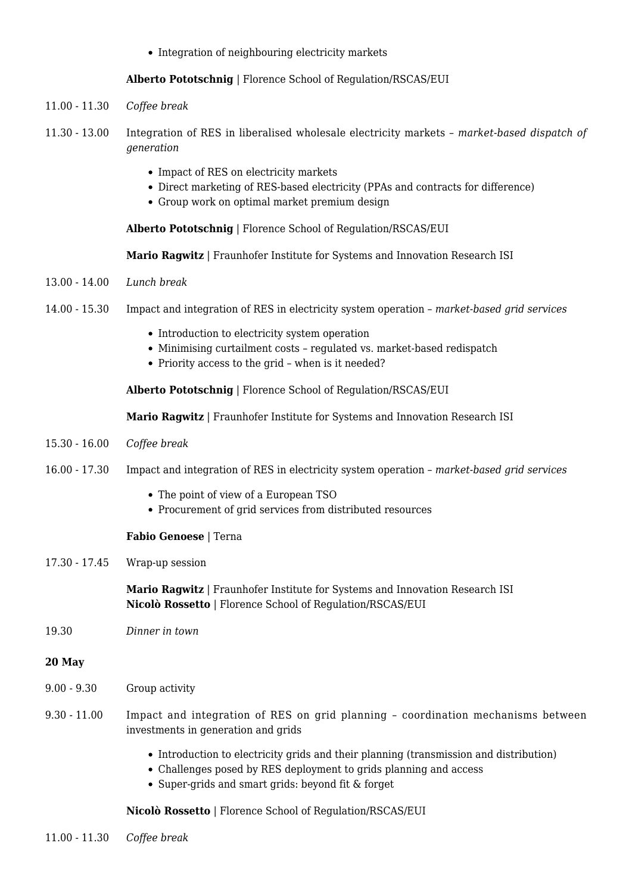- Integration of neighbouring electricity markets

**Alberto Pototschnig** | Florence School of Regulation/RSCAS/EUI

11.00 - 11.30 *Coffee break*

11.30 - 13.00 Integration of RES in liberalised wholesale electricity markets – *market-based dispatch of generation*

- Impact of RES on electricity markets
- Direct marketing of RES-based electricity (PPAs and contracts for difference)
- Group work on optimal market premium design

**Alberto Pototschnig** | Florence School of Regulation/RSCAS/EUI

**Mario Ragwitz** | Fraunhofer Institute for Systems and Innovation Research ISI

13.00 - 14.00 *Lunch break*

14.00 - 15.30 Impact and integration of RES in electricity system operation – *market-based grid services*

- Introduction to electricity system operation
- Minimising curtailment costs – regulated vs. market-based redispatch
- Priority access to the grid – when is it needed?

**Alberto Pototschnig** | Florence School of Regulation/RSCAS/EUI

**Mario Ragwitz** | Fraunhofer Institute for Systems and Innovation Research ISI

15.30 - 16.00 *Coffee break*

16.00 - 17.30 Impact and integration of RES in electricity system operation – *market-based grid services*

- The point of view of a European TSO
- Procurement of grid services from distributed resources

**Fabio Genoese** | Terna

17.30 - 17.45 Wrap-up session

**Mario Ragwitz** | Fraunhofer Institute for Systems and Innovation Research ISI
**Nicolò Rossetto** | Florence School of Regulation/RSCAS/EUI

19.30 *Dinner in town*

**20 May**

9.00 - 9.30 Group activity

9.30 - 11.00 Impact and integration of RES on grid planning – coordination mechanisms between investments in generation and grids

- Introduction to electricity grids and their planning (transmission and distribution)
- Challenges posed by RES deployment to grids planning and access
- Super-grids and smart grids: beyond fit & forget

**Nicolò Rossetto** | Florence School of Regulation/RSCAS/EUI

11.00 - 11.30 *Coffee break*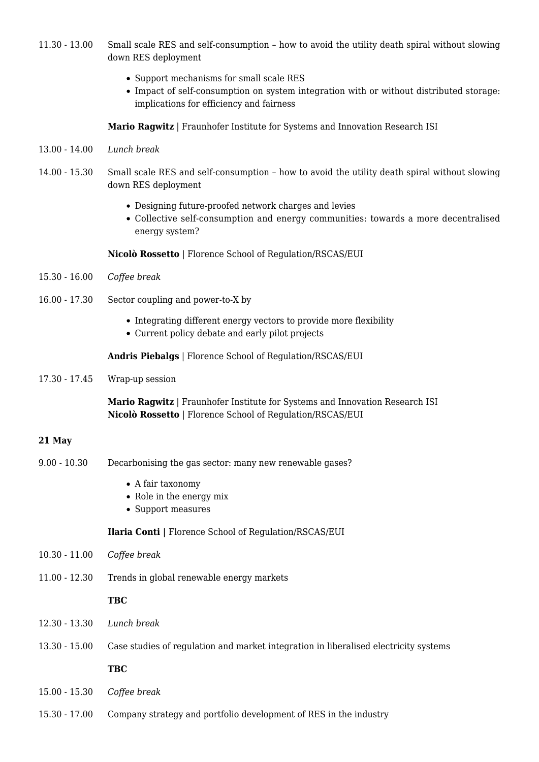11.30 - 13.00 Small scale RES and self-consumption – how to avoid the utility death spiral without slowing down RES deployment

- Support mechanisms for small scale RES
- Impact of self-consumption on system integration with or without distributed storage: implications for efficiency and fairness

**Mario Ragwitz** | Fraunhofer Institute for Systems and Innovation Research ISI

13.00 - 14.00 *Lunch break*

14.00 - 15.30 Small scale RES and self-consumption – how to avoid the utility death spiral without slowing down RES deployment

- Designing future-proofed network charges and levies
- Collective self-consumption and energy communities: towards a more decentralised energy system?

**Nicolò Rossetto** | Florence School of Regulation/RSCAS/EUI

15.30 - 16.00 *Coffee break*

16.00 - 17.30 Sector coupling and power-to-X by

- Integrating different energy vectors to provide more flexibility
- Current policy debate and early pilot projects

**Andris Piebalgs** | Florence School of Regulation/RSCAS/EUI

17.30 - 17.45 Wrap-up session

**Mario Ragwitz** | Fraunhofer Institute for Systems and Innovation Research ISI
**Nicolò Rossetto** | Florence School of Regulation/RSCAS/EUI

**21 May**

9.00 - 10.30 Decarbonising the gas sector: many new renewable gases?

- A fair taxonomy
- Role in the energy mix
- Support measures

**Ilaria Conti |** Florence School of Regulation/RSCAS/EUI

10.30 - 11.00 *Coffee break*

11.00 - 12.30 Trends in global renewable energy markets

**TBC**

12.30 - 13.30 *Lunch break*

13.30 - 15.00 Case studies of regulation and market integration in liberalised electricity systems

**TBC**

15.00 - 15.30 *Coffee break*

15.30 - 17.00 Company strategy and portfolio development of RES in the industry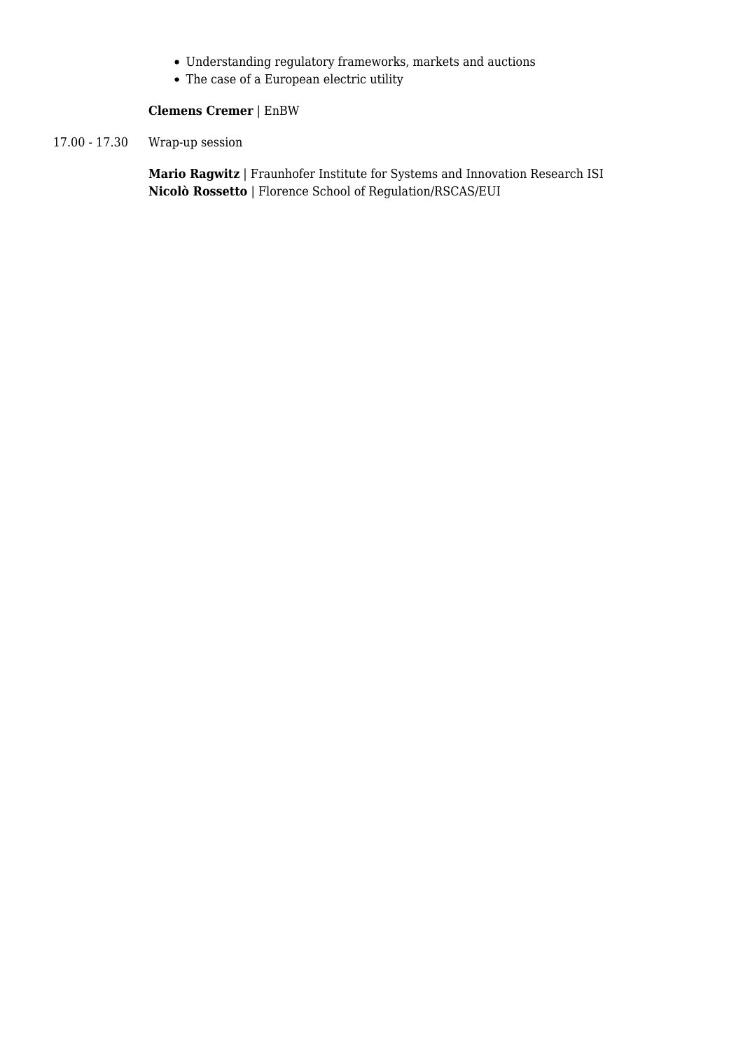- Understanding regulatory frameworks, markets and auctions
- The case of a European electric utility

**Clemens Cremer** | EnBW

17.00 - 17.30 Wrap-up session

**Mario Ragwitz** | Fraunhofer Institute for Systems and Innovation Research ISI
**Nicolò Rossetto** | Florence School of Regulation/RSCAS/EUI